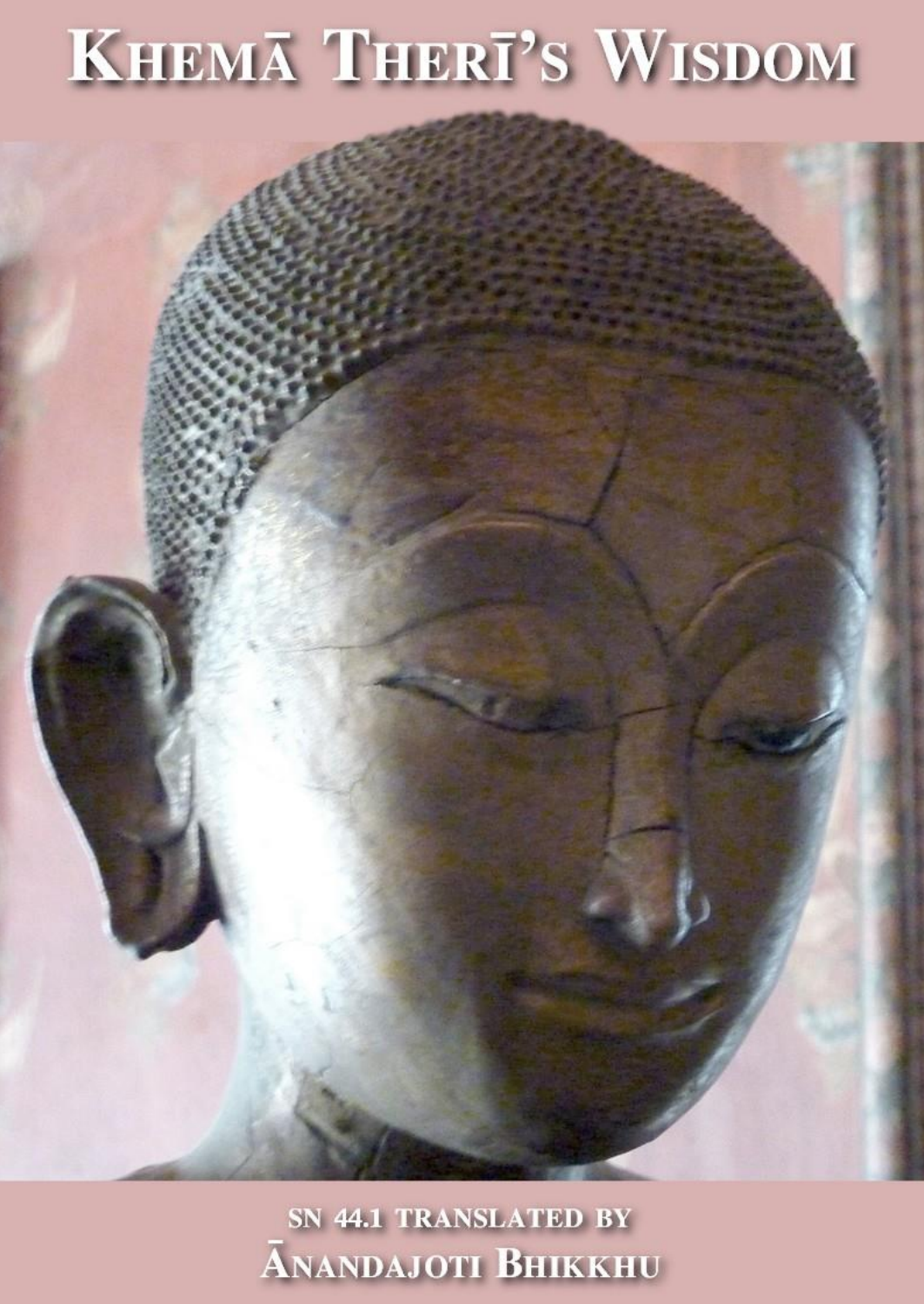# Khemā Therī's Wisdom

SN 44.1 Translated by

Ānandajoti Bhikkhu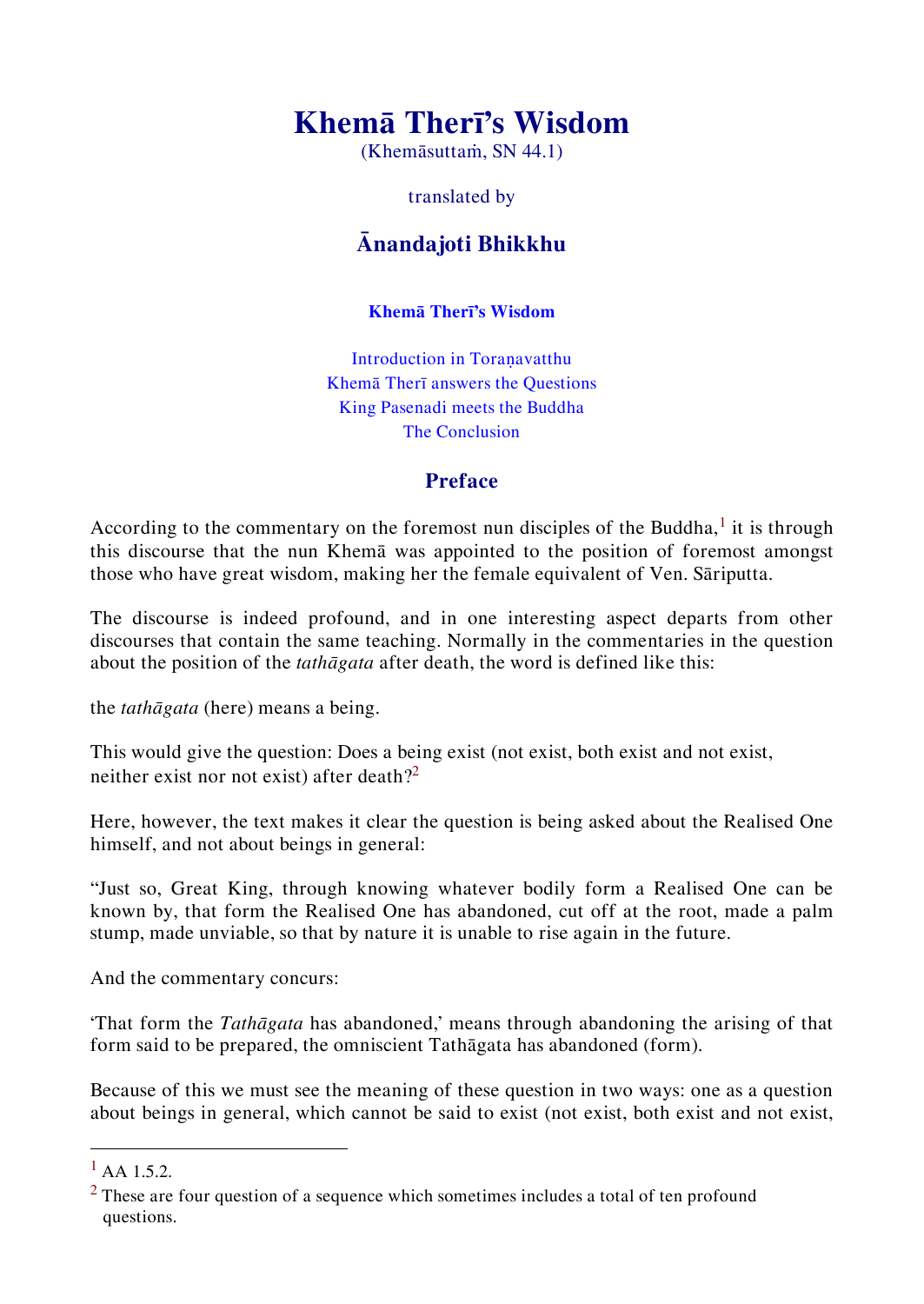# Khemā Therī's Wisdom

(Khemāsuttaṁ, SN 44.1)

translated by

## Ānandajoti Bhikkhu

### Khemā Therī's Wisdom

Introduction in Toraṇavatthu
Khemā Therī answers the Questions
King Pasenadi meets the Buddha
The Conclusion

## Preface

According to the commentary on the foremost nun disciples of the Buddha,[1] it is through this discourse that the nun Khemā was appointed to the position of foremost amongst those who have great wisdom, making her the female equivalent of Ven. Sāriputta.

The discourse is indeed profound, and in one interesting aspect departs from other discourses that contain the same teaching. Normally in the commentaries in the question about the position of the *tathāgata* after death, the word is defined like this:

the *tathāgata* (here) means a being.

This would give the question: Does a being exist (not exist, both exist and not exist, neither exist nor not exist) after death?[2]

Here, however, the text makes it clear the question is being asked about the Realised One himself, and not about beings in general:

"Just so, Great King, through knowing whatever bodily form a Realised One can be known by, that form the Realised One has abandoned, cut off at the root, made a palm stump, made unviable, so that by nature it is unable to rise again in the future.

And the commentary concurs:

'That form the *Tathāgata* has abandoned,' means through abandoning the arising of that form said to be prepared, the omniscient Tathāgata has abandoned (form).

Because of this we must see the meaning of these question in two ways: one as a question about beings in general, which cannot be said to exist (not exist, both exist and not exist,

---

[1] AA 1.5.2.

[2] These are four question of a sequence which sometimes includes a total of ten profound questions.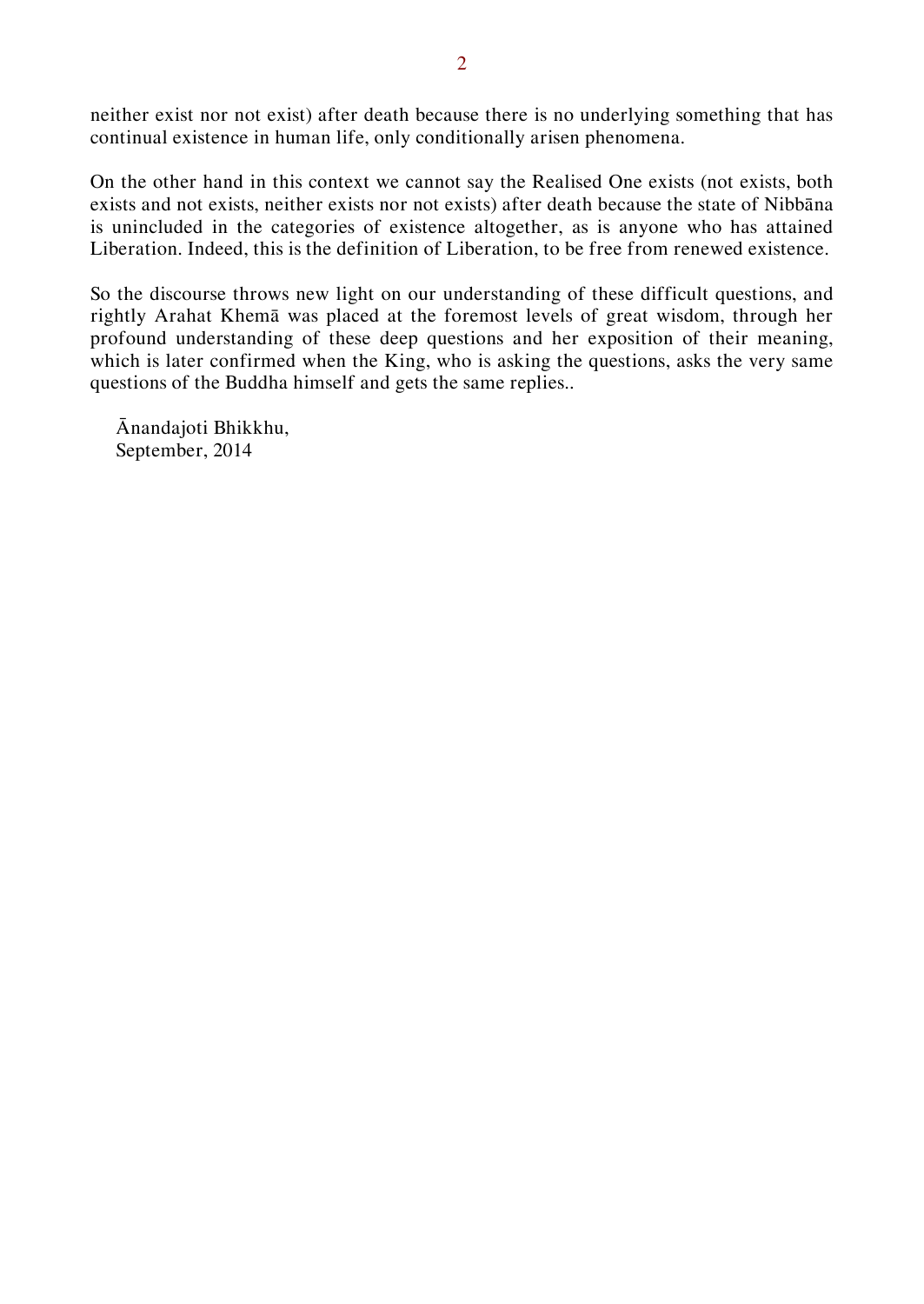neither exist nor not exist) after death because there is no underlying something that has continual existence in human life, only conditionally arisen phenomena.

On the other hand in this context we cannot say the Realised One exists (not exists, both exists and not exists, neither exists nor not exists) after death because the state of Nibbāna is unincluded in the categories of existence altogether, as is anyone who has attained Liberation. Indeed, this is the definition of Liberation, to be free from renewed existence.

So the discourse throws new light on our understanding of these difficult questions, and rightly Arahat Khemā was placed at the foremost levels of great wisdom, through her profound understanding of these deep questions and her exposition of their meaning, which is later confirmed when the King, who is asking the questions, asks the very same questions of the Buddha himself and gets the same replies..

Ānandajoti Bhikkhu,
September, 2014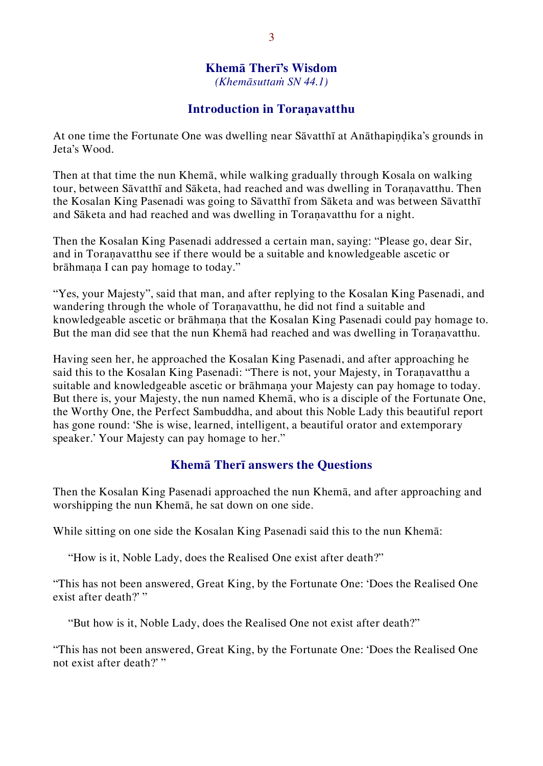## Khemā Therī's Wisdom

*(Khemāsuttaṁ SN 44.1)*

### Introduction in Toraṇavatthu

At one time the Fortunate One was dwelling near Sāvatthī at Anāthapiṇḍika's grounds in Jeta's Wood.

Then at that time the nun Khemā, while walking gradually through Kosala on walking tour, between Sāvatthī and Sāketa, had reached and was dwelling in Toraṇavatthu. Then the Kosalan King Pasenadi was going to Sāvatthī from Sāketa and was between Sāvatthī and Sāketa and had reached and was dwelling in Toraṇavatthu for a night.

Then the Kosalan King Pasenadi addressed a certain man, saying: "Please go, dear Sir, and in Toraṇavatthu see if there would be a suitable and knowledgeable ascetic or brāhmaṇa I can pay homage to today."

"Yes, your Majesty", said that man, and after replying to the Kosalan King Pasenadi, and wandering through the whole of Toraṇavatthu, he did not find a suitable and knowledgeable ascetic or brāhmaṇa that the Kosalan King Pasenadi could pay homage to. But the man did see that the nun Khemā had reached and was dwelling in Toraṇavatthu.

Having seen her, he approached the Kosalan King Pasenadi, and after approaching he said this to the Kosalan King Pasenadi: "There is not, your Majesty, in Toraṇavatthu a suitable and knowledgeable ascetic or brāhmaṇa your Majesty can pay homage to today. But there is, your Majesty, the nun named Khemā, who is a disciple of the Fortunate One, the Worthy One, the Perfect Sambuddha, and about this Noble Lady this beautiful report has gone round: 'She is wise, learned, intelligent, a beautiful orator and extemporary speaker.' Your Majesty can pay homage to her."

### Khemā Therī answers the Questions

Then the Kosalan King Pasenadi approached the nun Khemā, and after approaching and worshipping the nun Khemā, he sat down on one side.

While sitting on one side the Kosalan King Pasenadi said this to the nun Khemā:

"How is it, Noble Lady, does the Realised One exist after death?"

"This has not been answered, Great King, by the Fortunate One: 'Does the Realised One exist after death?' "

"But how is it, Noble Lady, does the Realised One not exist after death?"

"This has not been answered, Great King, by the Fortunate One: 'Does the Realised One not exist after death?' "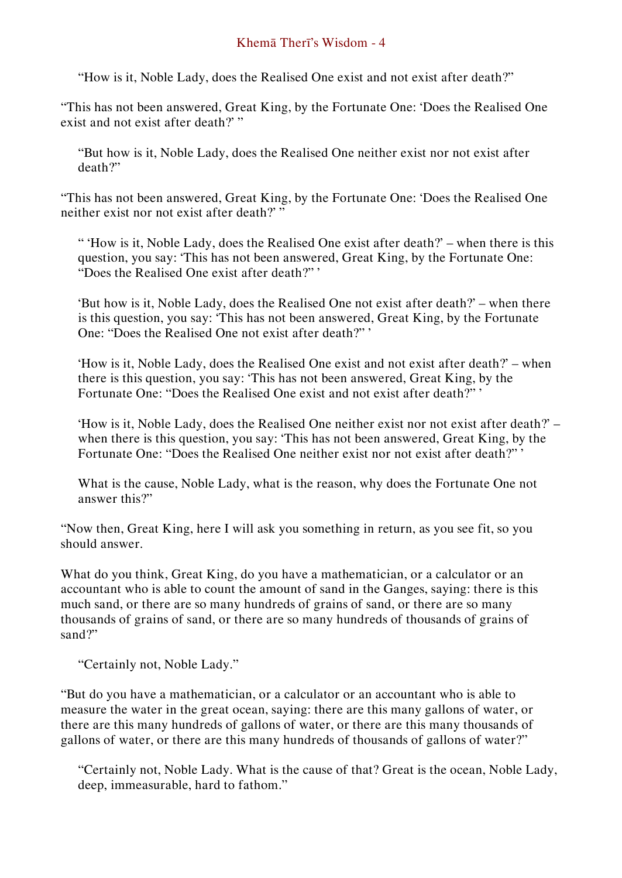"How is it, Noble Lady, does the Realised One exist and not exist after death?"

"This has not been answered, Great King, by the Fortunate One: 'Does the Realised One exist and not exist after death?' "

"But how is it, Noble Lady, does the Realised One neither exist nor not exist after death?"

"This has not been answered, Great King, by the Fortunate One: 'Does the Realised One neither exist nor not exist after death?' "

" 'How is it, Noble Lady, does the Realised One exist after death?' – when there is this question, you say: 'This has not been answered, Great King, by the Fortunate One: "Does the Realised One exist after death?" '

'But how is it, Noble Lady, does the Realised One not exist after death?' – when there is this question, you say: 'This has not been answered, Great King, by the Fortunate One: "Does the Realised One not exist after death?" '

'How is it, Noble Lady, does the Realised One exist and not exist after death?' – when there is this question, you say: 'This has not been answered, Great King, by the Fortunate One: "Does the Realised One exist and not exist after death?" '

'How is it, Noble Lady, does the Realised One neither exist nor not exist after death?' – when there is this question, you say: 'This has not been answered, Great King, by the Fortunate One: "Does the Realised One neither exist nor not exist after death?" '

What is the cause, Noble Lady, what is the reason, why does the Fortunate One not answer this?"

"Now then, Great King, here I will ask you something in return, as you see fit, so you should answer.

What do you think, Great King, do you have a mathematician, or a calculator or an accountant who is able to count the amount of sand in the Ganges, saying: there is this much sand, or there are so many hundreds of grains of sand, or there are so many thousands of grains of sand, or there are so many hundreds of thousands of grains of sand?"

"Certainly not, Noble Lady."

"But do you have a mathematician, or a calculator or an accountant who is able to measure the water in the great ocean, saying: there are this many gallons of water, or there are this many hundreds of gallons of water, or there are this many thousands of gallons of water, or there are this many hundreds of thousands of gallons of water?"

"Certainly not, Noble Lady. What is the cause of that? Great is the ocean, Noble Lady, deep, immeasurable, hard to fathom."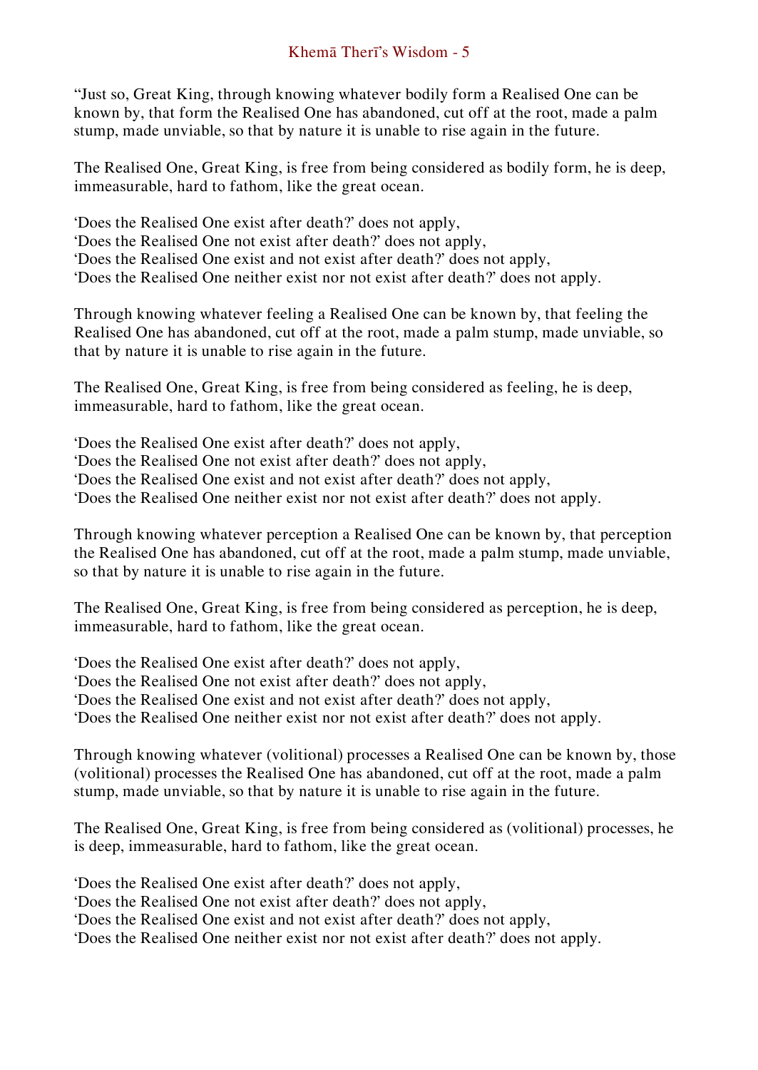“Just so, Great King, through knowing whatever bodily form a Realised One can be known by, that form the Realised One has abandoned, cut off at the root, made a palm stump, made unviable, so that by nature it is unable to rise again in the future.

The Realised One, Great King, is free from being considered as bodily form, he is deep, immeasurable, hard to fathom, like the great ocean.

‘Does the Realised One exist after death?’ does not apply,
‘Does the Realised One not exist after death?’ does not apply,
‘Does the Realised One exist and not exist after death?’ does not apply,
‘Does the Realised One neither exist nor not exist after death?’ does not apply.

Through knowing whatever feeling a Realised One can be known by, that feeling the Realised One has abandoned, cut off at the root, made a palm stump, made unviable, so that by nature it is unable to rise again in the future.

The Realised One, Great King, is free from being considered as feeling, he is deep, immeasurable, hard to fathom, like the great ocean.

‘Does the Realised One exist after death?’ does not apply,
‘Does the Realised One not exist after death?’ does not apply,
‘Does the Realised One exist and not exist after death?’ does not apply,
‘Does the Realised One neither exist nor not exist after death?’ does not apply.

Through knowing whatever perception a Realised One can be known by, that perception the Realised One has abandoned, cut off at the root, made a palm stump, made unviable, so that by nature it is unable to rise again in the future.

The Realised One, Great King, is free from being considered as perception, he is deep, immeasurable, hard to fathom, like the great ocean.

‘Does the Realised One exist after death?’ does not apply,
‘Does the Realised One not exist after death?’ does not apply,
‘Does the Realised One exist and not exist after death?’ does not apply,
‘Does the Realised One neither exist nor not exist after death?’ does not apply.

Through knowing whatever (volitional) processes a Realised One can be known by, those (volitional) processes the Realised One has abandoned, cut off at the root, made a palm stump, made unviable, so that by nature it is unable to rise again in the future.

The Realised One, Great King, is free from being considered as (volitional) processes, he is deep, immeasurable, hard to fathom, like the great ocean.

‘Does the Realised One exist after death?’ does not apply,
‘Does the Realised One not exist after death?’ does not apply,
‘Does the Realised One exist and not exist after death?’ does not apply,
‘Does the Realised One neither exist nor not exist after death?’ does not apply.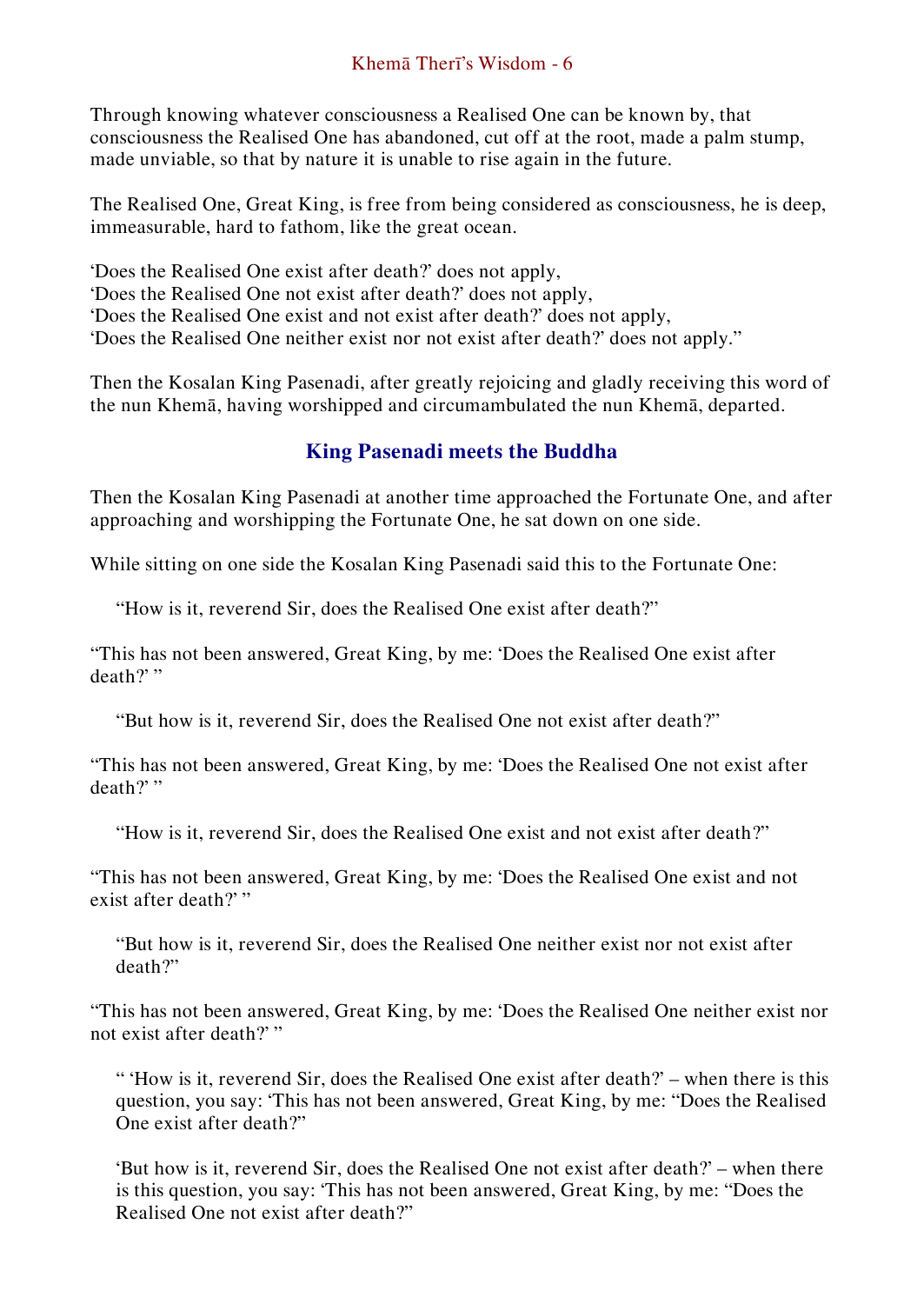Through knowing whatever consciousness a Realised One can be known by, that consciousness the Realised One has abandoned, cut off at the root, made a palm stump, made unviable, so that by nature it is unable to rise again in the future.

The Realised One, Great King, is free from being considered as consciousness, he is deep, immeasurable, hard to fathom, like the great ocean.

'Does the Realised One exist after death?' does not apply,
'Does the Realised One not exist after death?' does not apply,
'Does the Realised One exist and not exist after death?' does not apply,
'Does the Realised One neither exist nor not exist after death?' does not apply."

Then the Kosalan King Pasenadi, after greatly rejoicing and gladly receiving this word of the nun Khemā, having worshipped and circumambulated the nun Khemā, departed.

## King Pasenadi meets the Buddha

Then the Kosalan King Pasenadi at another time approached the Fortunate One, and after approaching and worshipping the Fortunate One, he sat down on one side.

While sitting on one side the Kosalan King Pasenadi said this to the Fortunate One:

> "How is it, reverend Sir, does the Realised One exist after death?"

"This has not been answered, Great King, by me: 'Does the Realised One exist after death?' "

> "But how is it, reverend Sir, does the Realised One not exist after death?"

"This has not been answered, Great King, by me: 'Does the Realised One not exist after death?' "

> "How is it, reverend Sir, does the Realised One exist and not exist after death?"

"This has not been answered, Great King, by me: 'Does the Realised One exist and not exist after death?' "

> "But how is it, reverend Sir, does the Realised One neither exist nor not exist after death?"

"This has not been answered, Great King, by me: 'Does the Realised One neither exist nor not exist after death?' "

> " 'How is it, reverend Sir, does the Realised One exist after death?' – when there is this question, you say: 'This has not been answered, Great King, by me: "Does the Realised One exist after death?"
>
> 'But how is it, reverend Sir, does the Realised One not exist after death?' – when there is this question, you say: 'This has not been answered, Great King, by me: "Does the Realised One not exist after death?"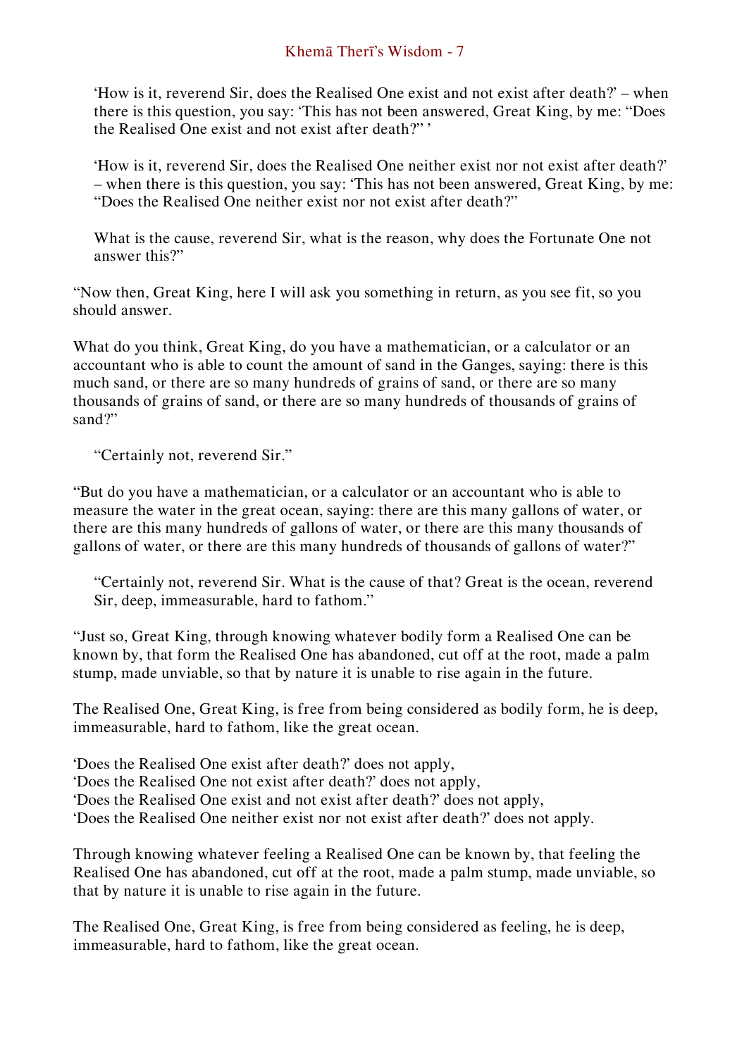'How is it, reverend Sir, does the Realised One exist and not exist after death?' – when there is this question, you say: 'This has not been answered, Great King, by me: "Does the Realised One exist and not exist after death?" '

'How is it, reverend Sir, does the Realised One neither exist nor not exist after death?' – when there is this question, you say: 'This has not been answered, Great King, by me: "Does the Realised One neither exist nor not exist after death?"

What is the cause, reverend Sir, what is the reason, why does the Fortunate One not answer this?"

"Now then, Great King, here I will ask you something in return, as you see fit, so you should answer.

What do you think, Great King, do you have a mathematician, or a calculator or an accountant who is able to count the amount of sand in the Ganges, saying: there is this much sand, or there are so many hundreds of grains of sand, or there are so many thousands of grains of sand, or there are so many hundreds of thousands of grains of sand?"

"Certainly not, reverend Sir."

"But do you have a mathematician, or a calculator or an accountant who is able to measure the water in the great ocean, saying: there are this many gallons of water, or there are this many hundreds of gallons of water, or there are this many thousands of gallons of water, or there are this many hundreds of thousands of gallons of water?"

"Certainly not, reverend Sir. What is the cause of that? Great is the ocean, reverend Sir, deep, immeasurable, hard to fathom."

"Just so, Great King, through knowing whatever bodily form a Realised One can be known by, that form the Realised One has abandoned, cut off at the root, made a palm stump, made unviable, so that by nature it is unable to rise again in the future.

The Realised One, Great King, is free from being considered as bodily form, he is deep, immeasurable, hard to fathom, like the great ocean.

'Does the Realised One exist after death?' does not apply,
'Does the Realised One not exist after death?' does not apply,
'Does the Realised One exist and not exist after death?' does not apply,
'Does the Realised One neither exist nor not exist after death?' does not apply.

Through knowing whatever feeling a Realised One can be known by, that feeling the Realised One has abandoned, cut off at the root, made a palm stump, made unviable, so that by nature it is unable to rise again in the future.

The Realised One, Great King, is free from being considered as feeling, he is deep, immeasurable, hard to fathom, like the great ocean.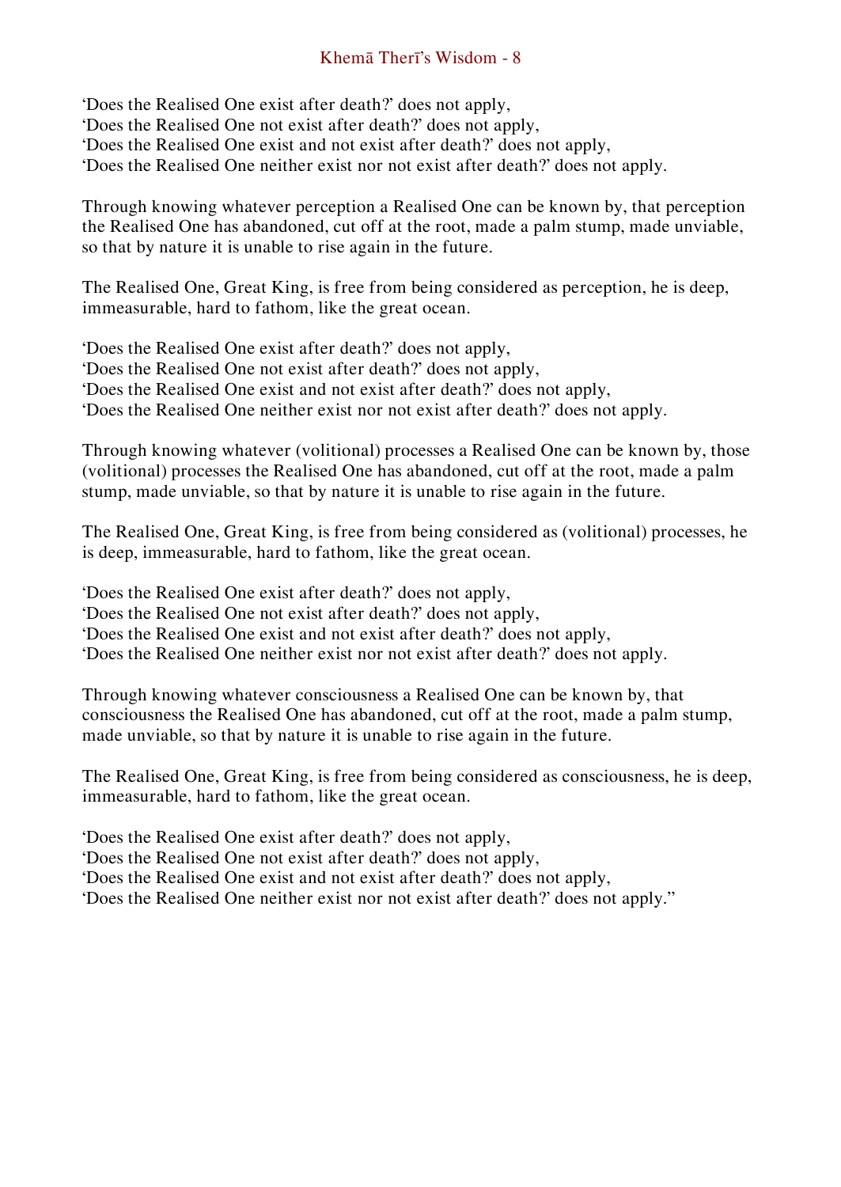‘Does the Realised One exist after death?’ does not apply,
‘Does the Realised One not exist after death?’ does not apply,
‘Does the Realised One exist and not exist after death?’ does not apply,
‘Does the Realised One neither exist nor not exist after death?’ does not apply.

Through knowing whatever perception a Realised One can be known by, that perception the Realised One has abandoned, cut off at the root, made a palm stump, made unviable, so that by nature it is unable to rise again in the future.

The Realised One, Great King, is free from being considered as perception, he is deep, immeasurable, hard to fathom, like the great ocean.

‘Does the Realised One exist after death?’ does not apply,
‘Does the Realised One not exist after death?’ does not apply,
‘Does the Realised One exist and not exist after death?’ does not apply,
‘Does the Realised One neither exist nor not exist after death?’ does not apply.

Through knowing whatever (volitional) processes a Realised One can be known by, those (volitional) processes the Realised One has abandoned, cut off at the root, made a palm stump, made unviable, so that by nature it is unable to rise again in the future.

The Realised One, Great King, is free from being considered as (volitional) processes, he is deep, immeasurable, hard to fathom, like the great ocean.

‘Does the Realised One exist after death?’ does not apply,
‘Does the Realised One not exist after death?’ does not apply,
‘Does the Realised One exist and not exist after death?’ does not apply,
‘Does the Realised One neither exist nor not exist after death?’ does not apply.

Through knowing whatever consciousness a Realised One can be known by, that consciousness the Realised One has abandoned, cut off at the root, made a palm stump, made unviable, so that by nature it is unable to rise again in the future.

The Realised One, Great King, is free from being considered as consciousness, he is deep, immeasurable, hard to fathom, like the great ocean.

‘Does the Realised One exist after death?’ does not apply,
‘Does the Realised One not exist after death?’ does not apply,
‘Does the Realised One exist and not exist after death?’ does not apply,
‘Does the Realised One neither exist nor not exist after death?’ does not apply.”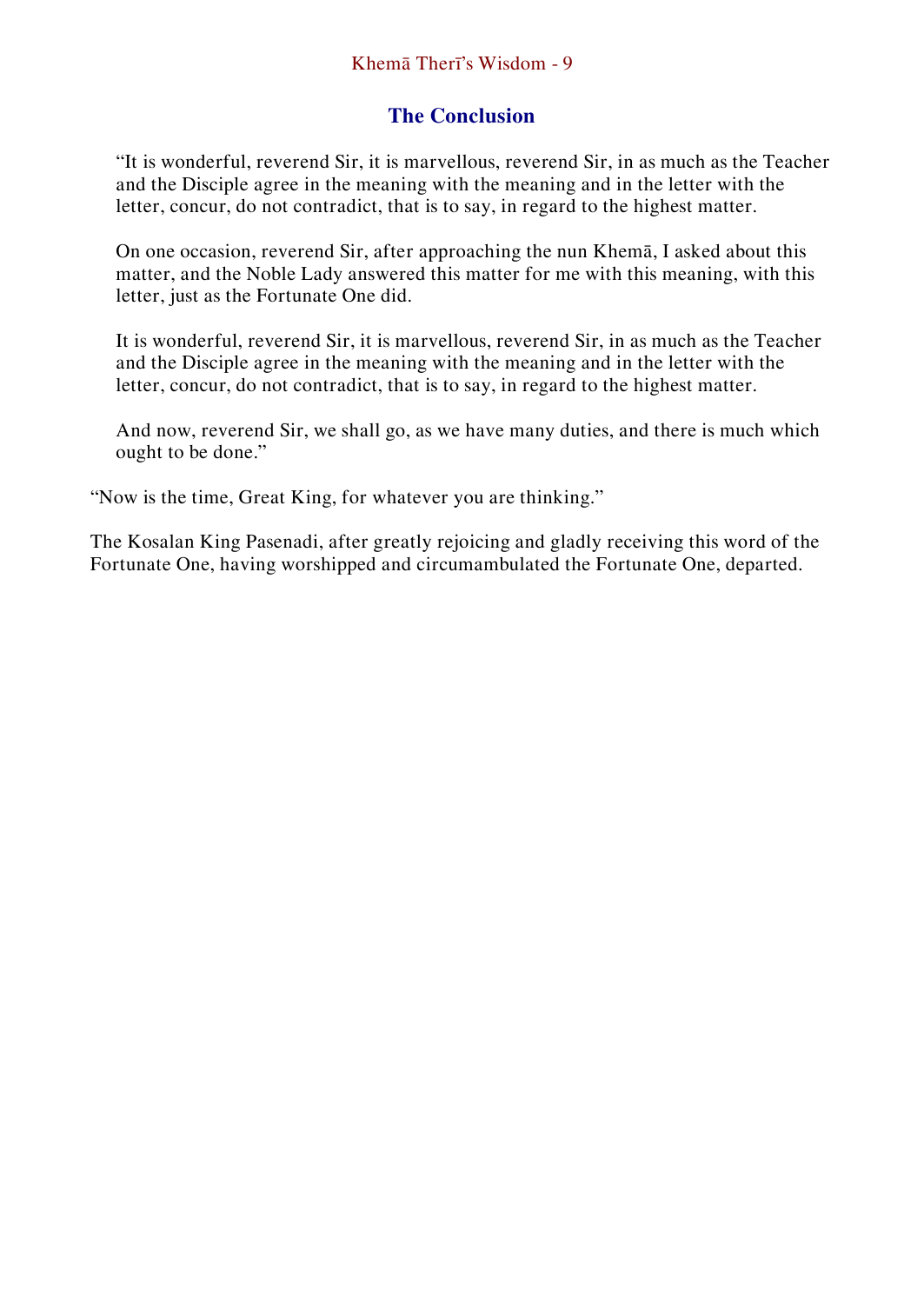## The Conclusion

> "It is wonderful, reverend Sir, it is marvellous, reverend Sir, in as much as the Teacher and the Disciple agree in the meaning with the meaning and in the letter with the letter, concur, do not contradict, that is to say, in regard to the highest matter.
>
> On one occasion, reverend Sir, after approaching the nun Khemā, I asked about this matter, and the Noble Lady answered this matter for me with this meaning, with this letter, just as the Fortunate One did.
>
> It is wonderful, reverend Sir, it is marvellous, reverend Sir, in as much as the Teacher and the Disciple agree in the meaning with the meaning and in the letter with the letter, concur, do not contradict, that is to say, in regard to the highest matter.
>
> And now, reverend Sir, we shall go, as we have many duties, and there is much which ought to be done."

"Now is the time, Great King, for whatever you are thinking."

The Kosalan King Pasenadi, after greatly rejoicing and gladly receiving this word of the Fortunate One, having worshipped and circumambulated the Fortunate One, departed.